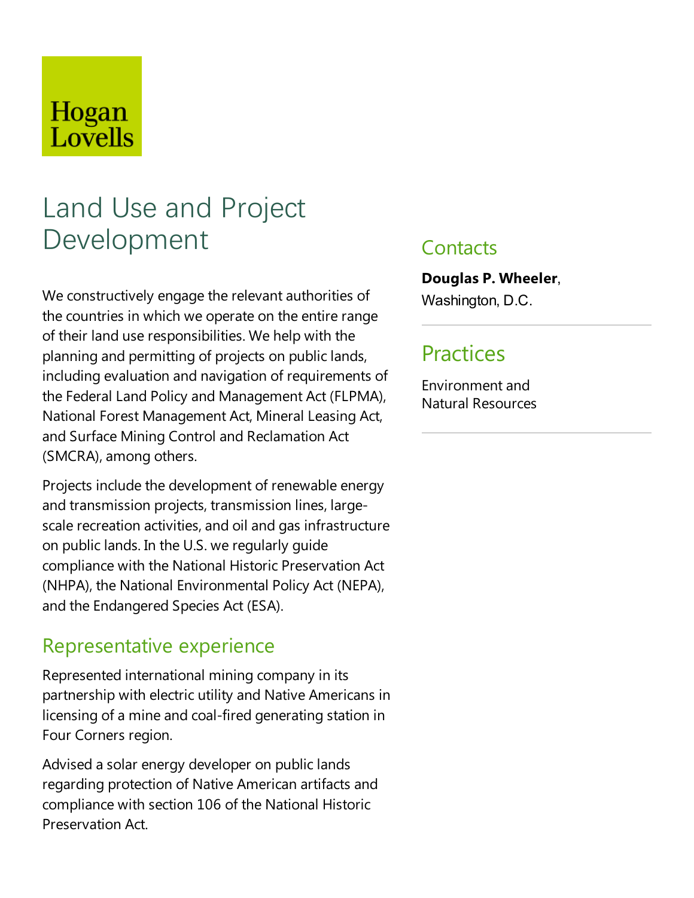Hogan Lovells

# Land Use and Project Development

We constructively engage the relevant authorities of the countries in which we operate on the entire range of their land use responsibilities. We help with the planning and permitting of projects on public lands, including evaluation and navigation of requirements of the Federal Land Policy and Management Act (FLPMA), National Forest Management Act, Mineral Leasing Act, and Surface Mining Control and Reclamation Act (SMCRA), among others.

Projects include the development of renewable energy and transmission projects, transmission lines, large-scale recreation activities, and oil and gas infrastructure on public lands. In the U.S. we regularly guide compliance with the National Historic Preservation Act (NHPA), the National Environmental Policy Act (NEPA), and the Endangered Species Act (ESA).

## Representative experience

Represented international mining company in its partnership with electric utility and Native Americans in licensing of a mine and coal-fired generating station in Four Corners region.

Advised a solar energy developer on public lands regarding protection of Native American artifacts and compliance with section 106 of the National Historic Preservation Act.

## Contacts

**Douglas P. Wheeler**, Washington, D.C.

## Practices

Environment and Natural Resources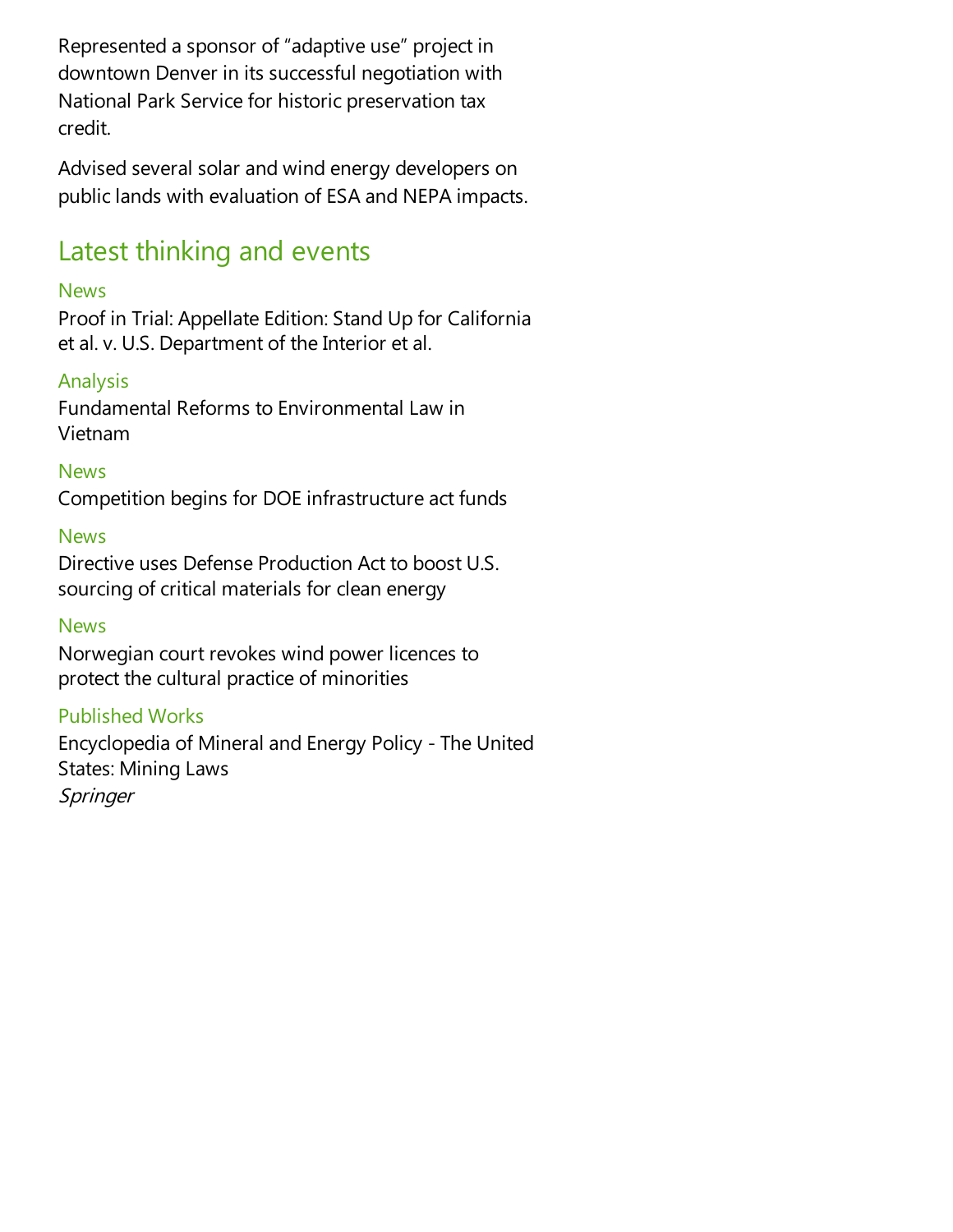Represented a sponsor of "adaptive use" project in downtown Denver in its successful negotiation with National Park Service for historic preservation tax credit.

Advised several solar and wind energy developers on public lands with evaluation of ESA and NEPA impacts.

## Latest thinking and events

News

Proof in Trial: Appellate Edition: Stand Up for California et al. v. U.S. Department of the Interior et al.

Analysis

Fundamental Reforms to Environmental Law in Vietnam

News

Competition begins for DOE infrastructure act funds

News

Directive uses Defense Production Act to boost U.S. sourcing of critical materials for clean energy

News

Norwegian court revokes wind power licences to protect the cultural practice of minorities

Published Works

Encyclopedia of Mineral and Energy Policy - The United States: Mining Laws
*Springer*